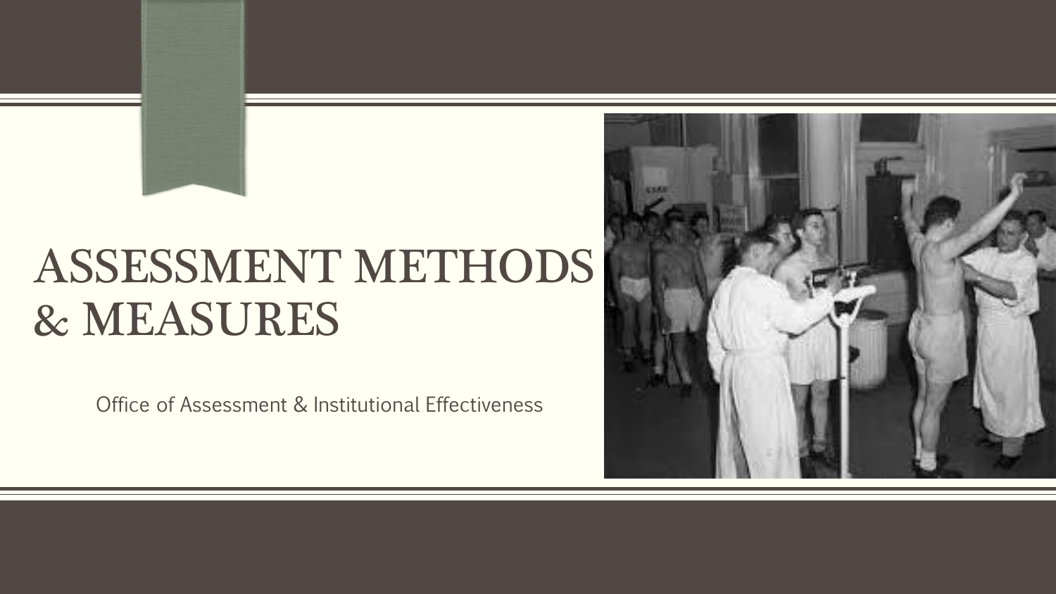# ASSESSMENT METHODS & MEASURES

Office of Assessment & Institutional Effectiveness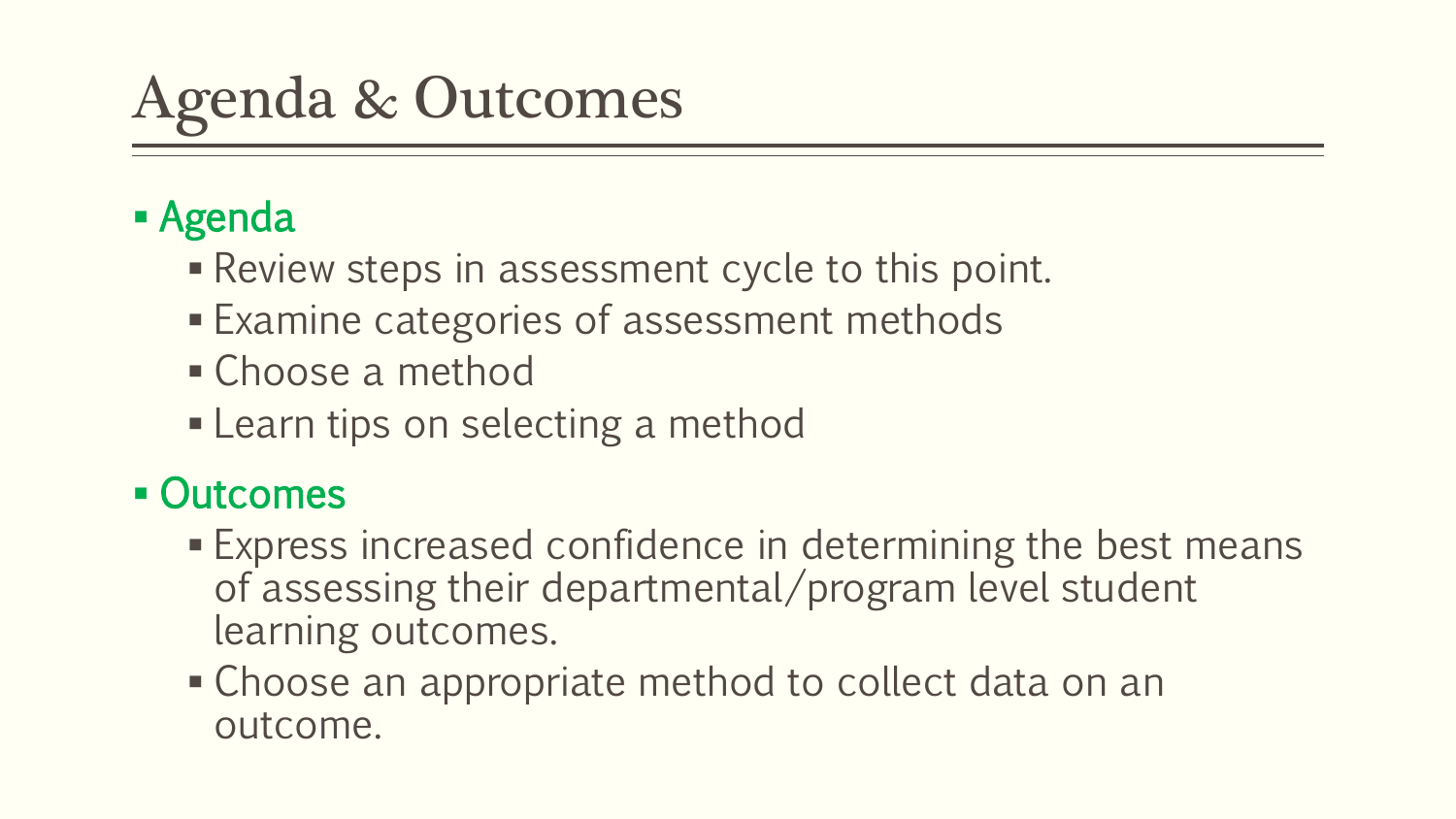# Agenda & Outcomes

- Agenda
  - Review steps in assessment cycle to this point.
  - Examine categories of assessment methods
  - Choose a method
  - Learn tips on selecting a method
- Outcomes
  - Express increased confidence in determining the best means of assessing their departmental/program level student learning outcomes.
  - Choose an appropriate method to collect data on an outcome.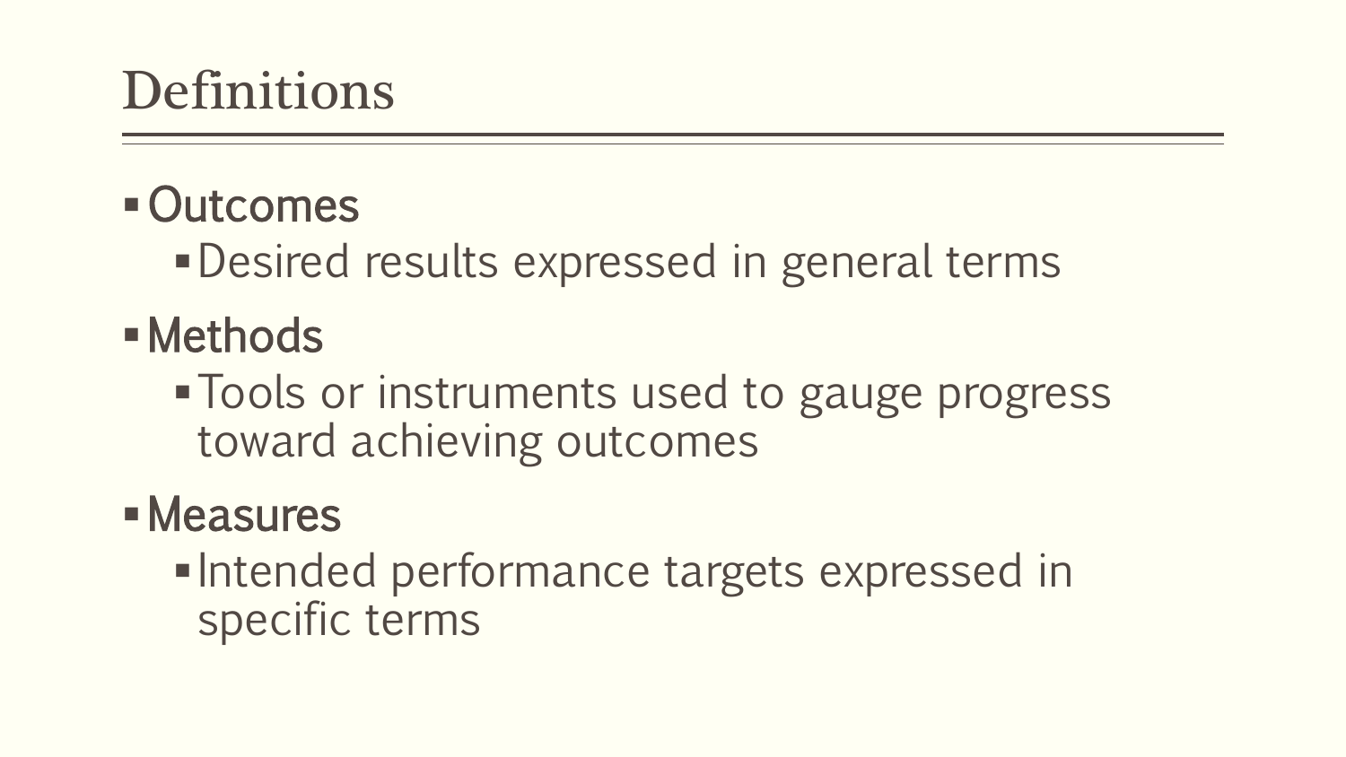# Definitions

- Outcomes
  - Desired results expressed in general terms
- Methods
  - Tools or instruments used to gauge progress toward achieving outcomes
- Measures
  - Intended performance targets expressed in specific terms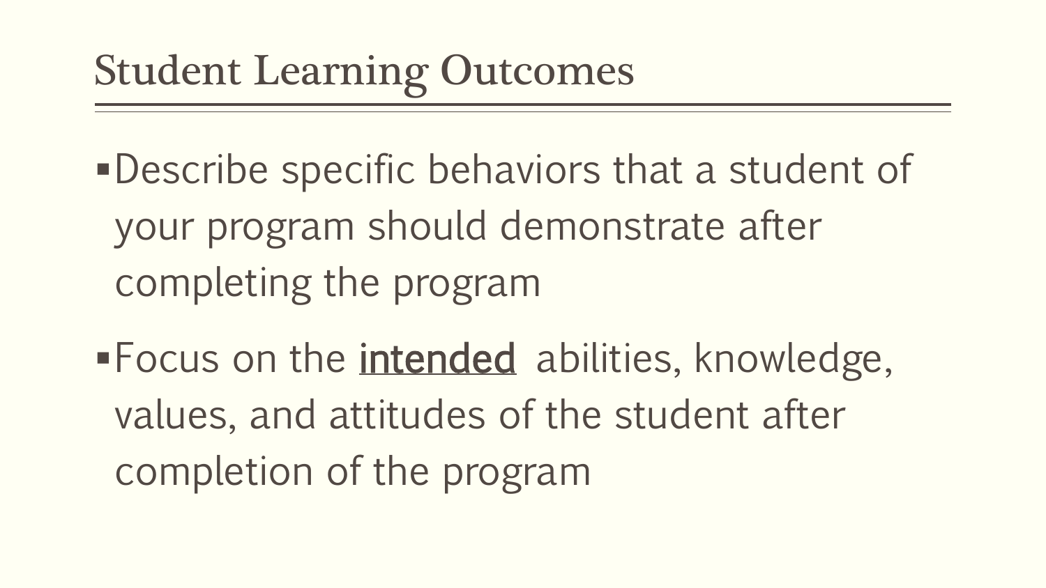# Student Learning Outcomes

- Describe specific behaviors that a student of your program should demonstrate after completing the program
- Focus on the <u>intended</u> abilities, knowledge, values, and attitudes of the student after completion of the program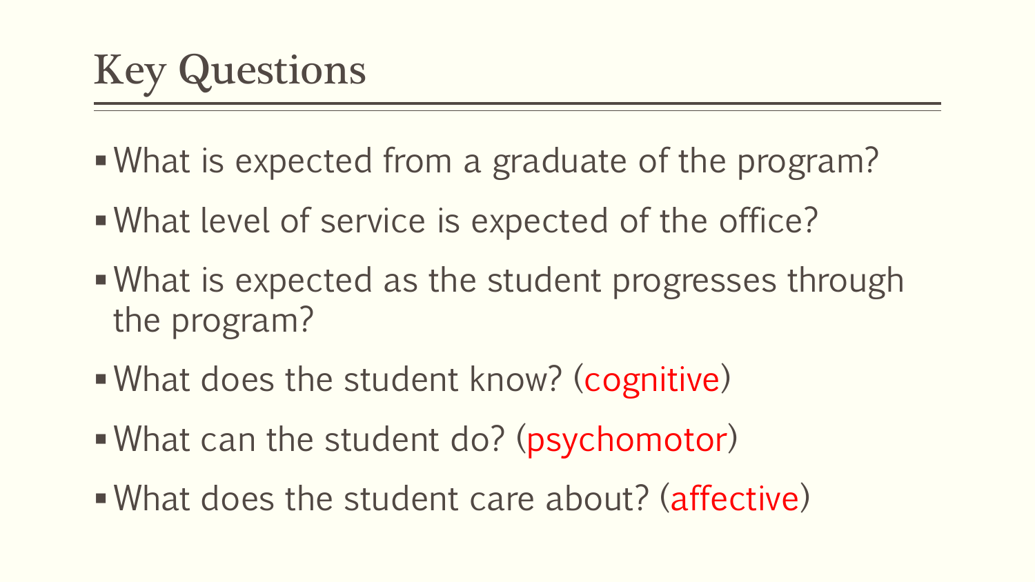# Key Questions

- What is expected from a graduate of the program?
- What level of service is expected of the office?
- What is expected as the student progresses through the program?
- What does the student know? (cognitive)
- What can the student do? (psychomotor)
- What does the student care about? (affective)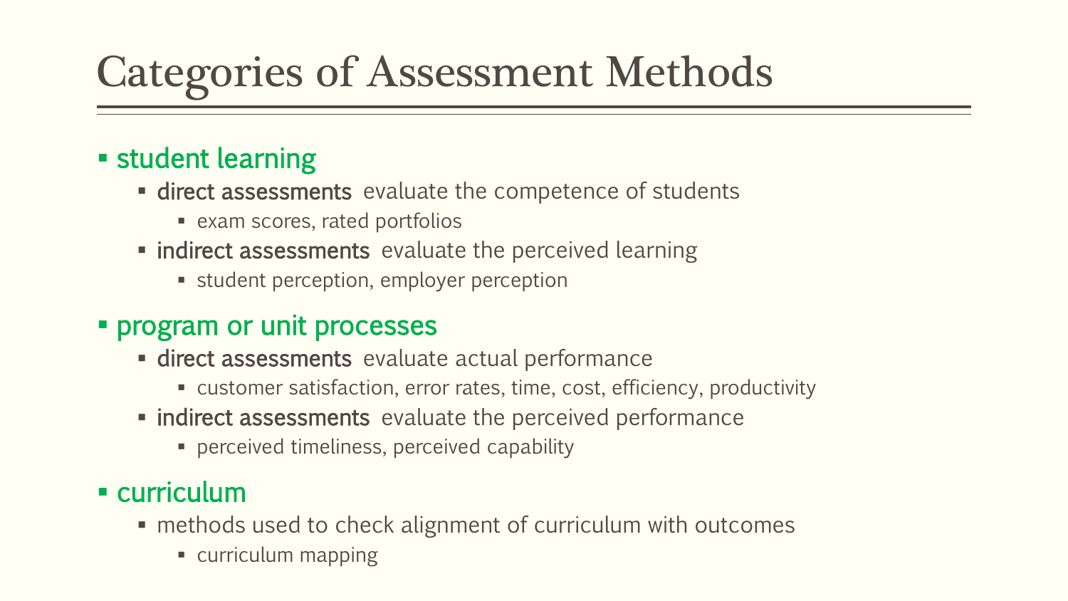# Categories of Assessment Methods

- student learning
  - **direct assessments** evaluate the competence of students
    - exam scores, rated portfolios
  - **indirect assessments** evaluate the perceived learning
    - student perception, employer perception
- program or unit processes
  - **direct assessments** evaluate actual performance
    - customer satisfaction, error rates, time, cost, efficiency, productivity
  - **indirect assessments** evaluate the perceived performance
    - perceived timeliness, perceived capability
- curriculum
  - methods used to check alignment of curriculum with outcomes
    - curriculum mapping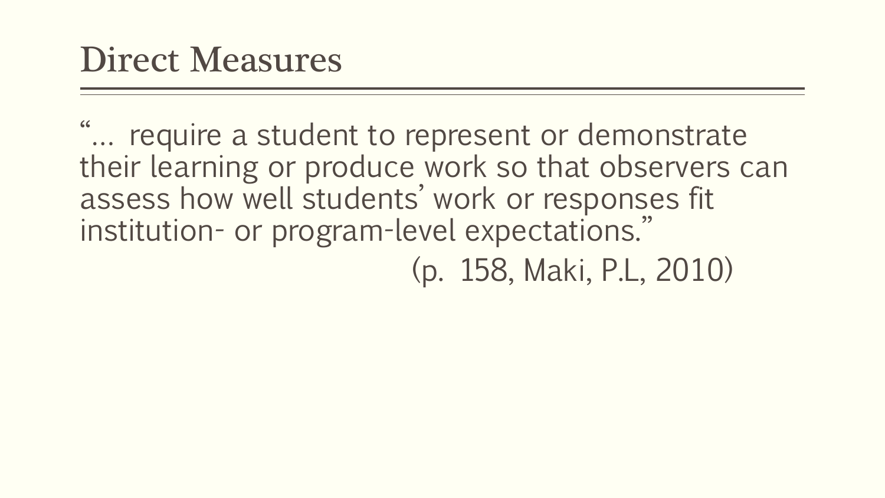# Direct Measures

"… require a student to represent or demonstrate their learning or produce work so that observers can assess how well students' work or responses fit institution- or program-level expectations."

(p. 158, Maki, P.L, 2010)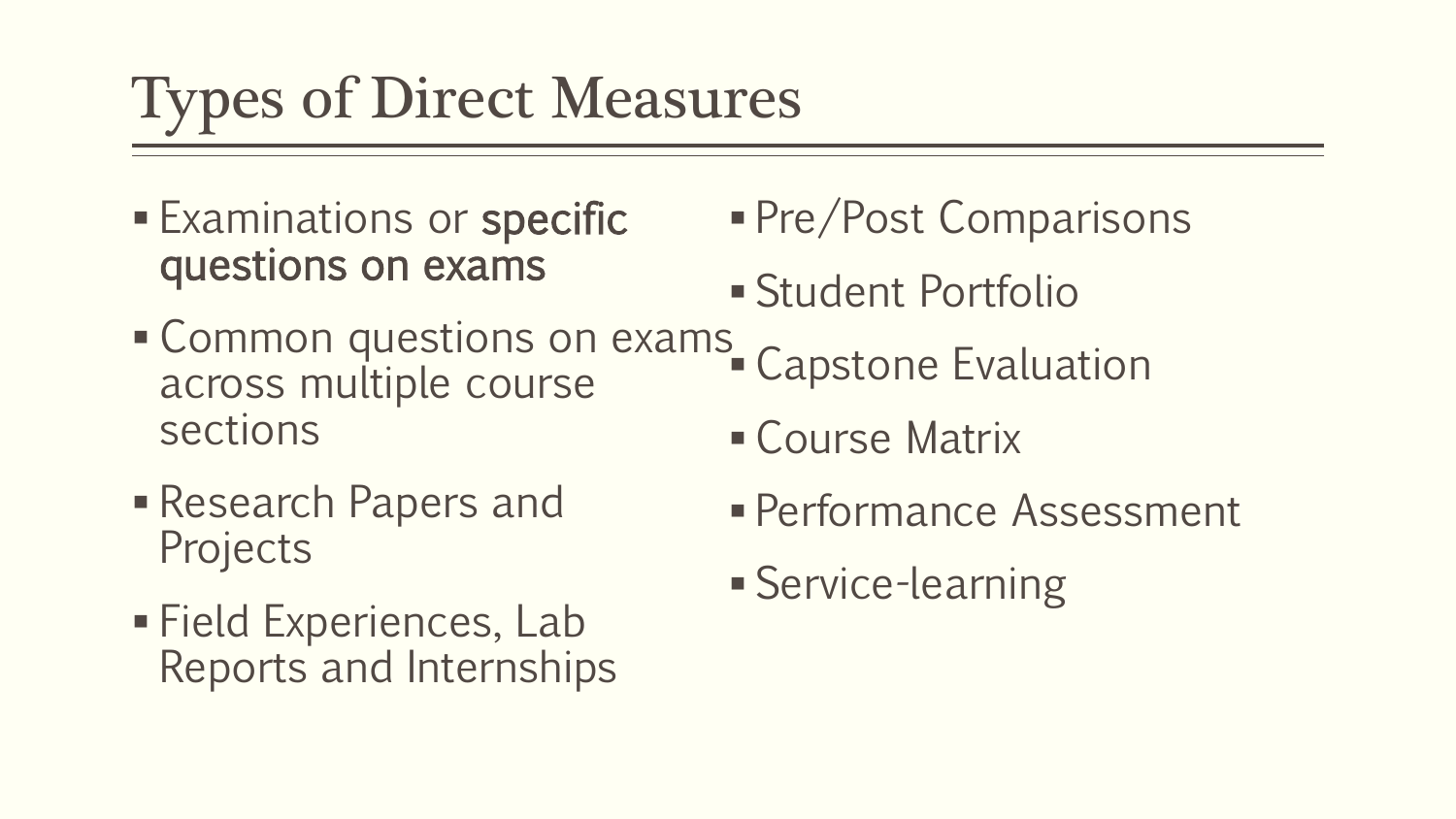# Types of Direct Measures

- Examinations or **specific questions on exams**
- Common questions on exams across multiple course sections
- Research Papers and Projects
- Field Experiences, Lab Reports and Internships
- Pre/Post Comparisons
- Student Portfolio
- Capstone Evaluation
- Course Matrix
- Performance Assessment
- Service-learning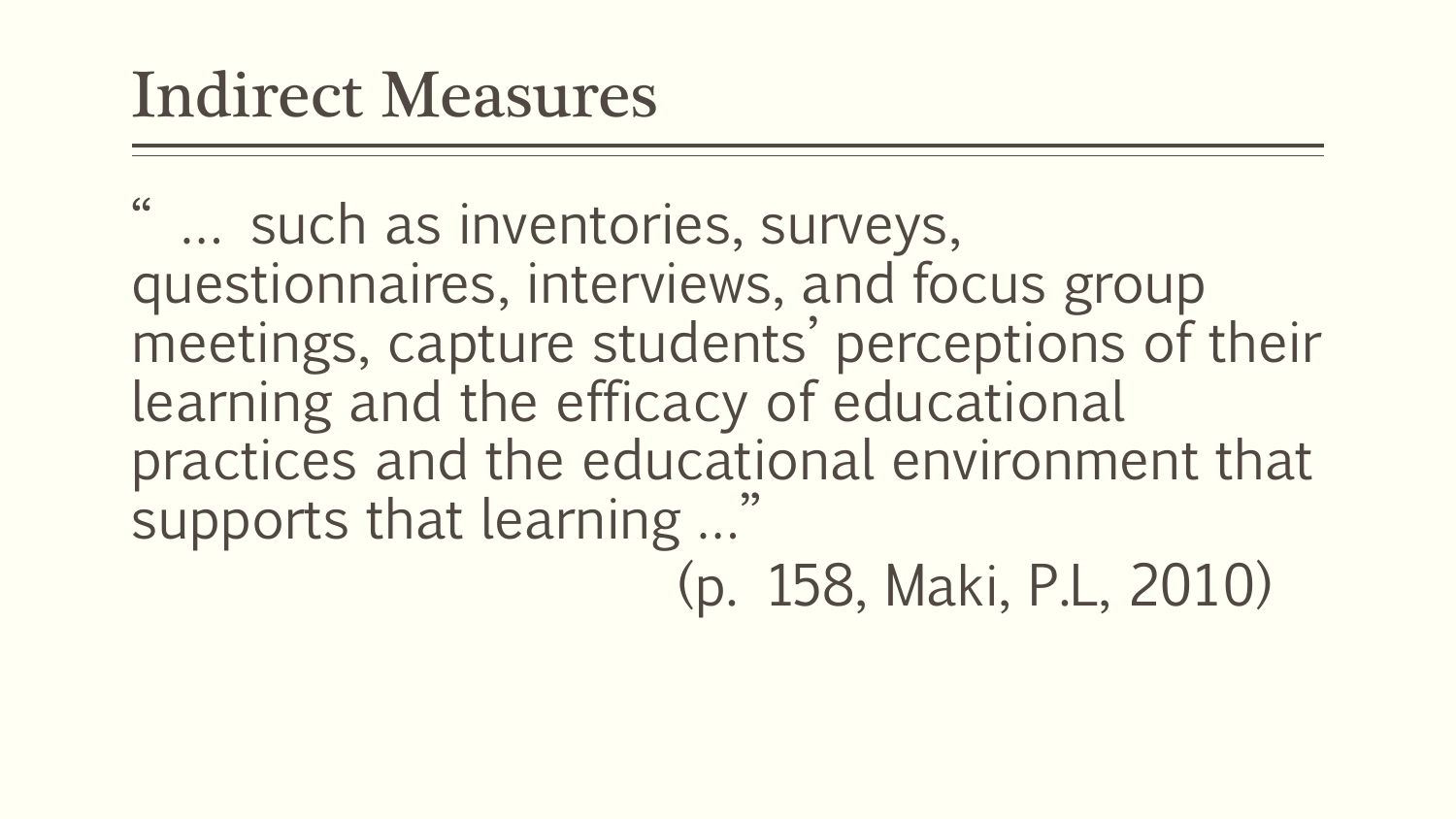# Indirect Measures

" … such as inventories, surveys, questionnaires, interviews, and focus group meetings, capture students' perceptions of their learning and the efficacy of educational practices and the educational environment that supports that learning …"

(p. 158, Maki, P.L, 2010)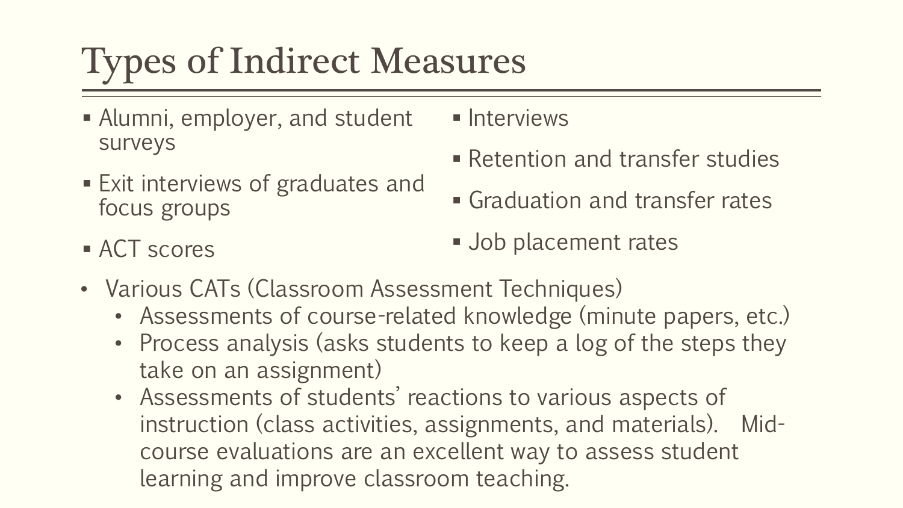# Types of Indirect Measures

- Alumni, employer, and student surveys
- Exit interviews of graduates and focus groups
- ACT scores
- Interviews
- Retention and transfer studies
- Graduation and transfer rates
- Job placement rates

- Various CATs (Classroom Assessment Techniques)
  - Assessments of course-related knowledge (minute papers, etc.)
  - Process analysis (asks students to keep a log of the steps they take on an assignment)
  - Assessments of students' reactions to various aspects of instruction (class activities, assignments, and materials). Mid-course evaluations are an excellent way to assess student learning and improve classroom teaching.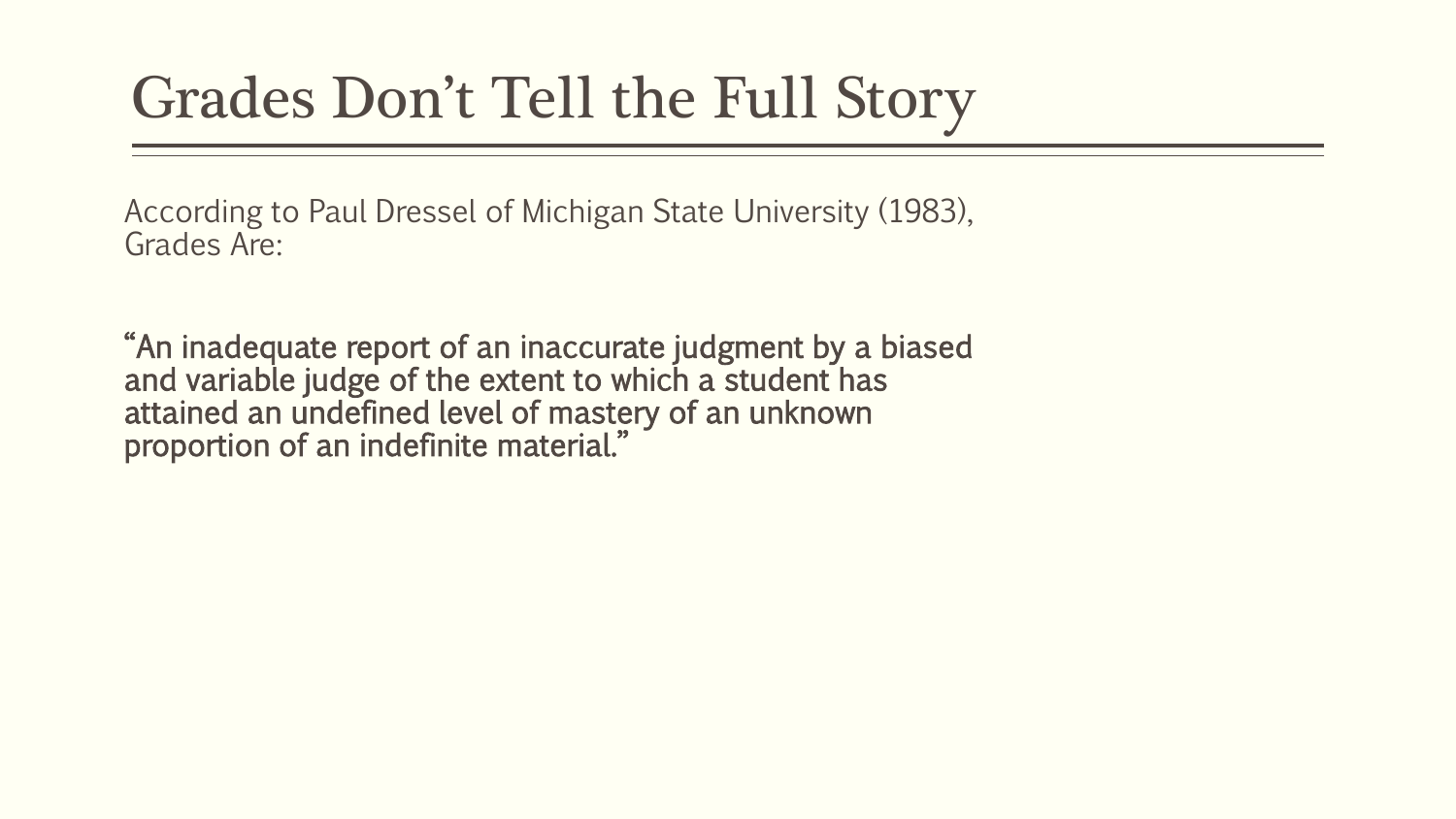# Grades Don't Tell the Full Story

According to Paul Dressel of Michigan State University (1983), Grades Are:

**"An inadequate report of an inaccurate judgment by a biased and variable judge of the extent to which a student has attained an undefined level of mastery of an unknown proportion of an indefinite material."**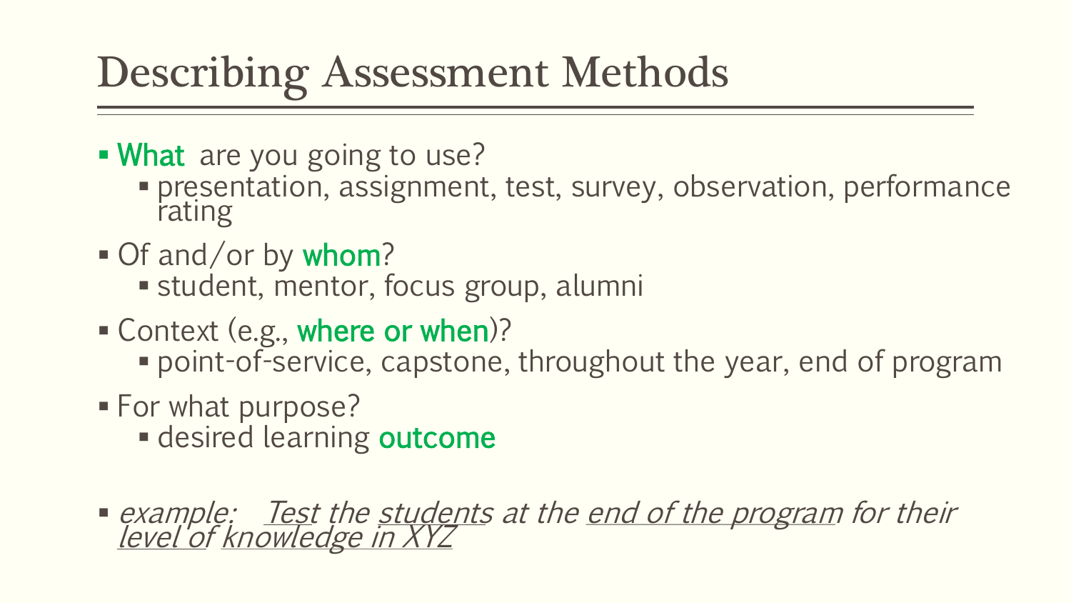# Describing Assessment Methods

- **What** are you going to use?
  - presentation, assignment, test, survey, observation, performance rating
- Of and/or by **whom**?
  - student, mentor, focus group, alumni
- Context (e.g., **where or when**)?
  - point-of-service, capstone, throughout the year, end of program
- For what purpose?
  - desired learning **outcome**

- *example: <u>Test</u> the <u>students</u> at the <u>end of the program</u> for their <u>level of knowledge in XYZ</u>*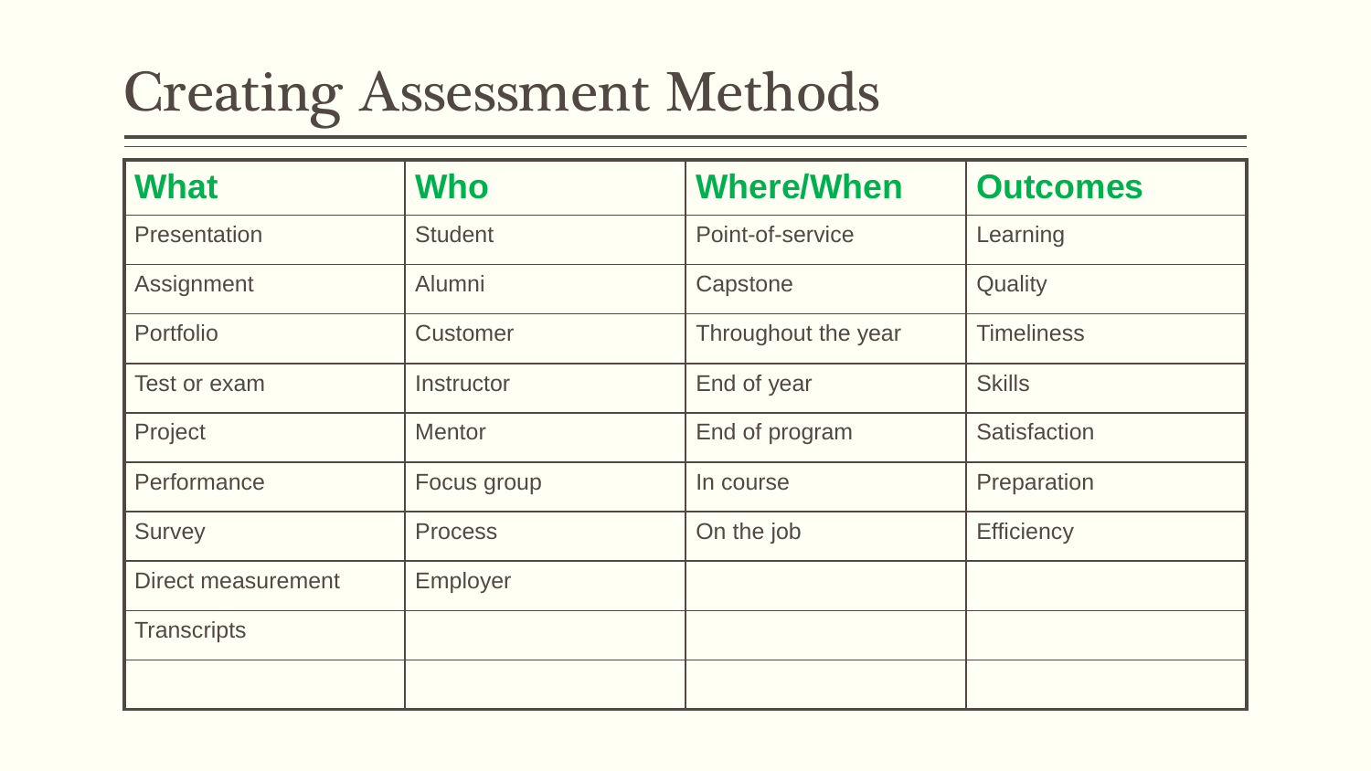# Creating Assessment Methods

| What | Who | Where/When | Outcomes |
| --- | --- | --- | --- |
| Presentation | Student | Point-of-service | Learning |
| Assignment | Alumni | Capstone | Quality |
| Portfolio | Customer | Throughout the year | Timeliness |
| Test or exam | Instructor | End of year | Skills |
| Project | Mentor | End of program | Satisfaction |
| Performance | Focus group | In course | Preparation |
| Survey | Process | On the job | Efficiency |
| Direct measurement | Employer | | |
| Transcripts | | | |
| | | | |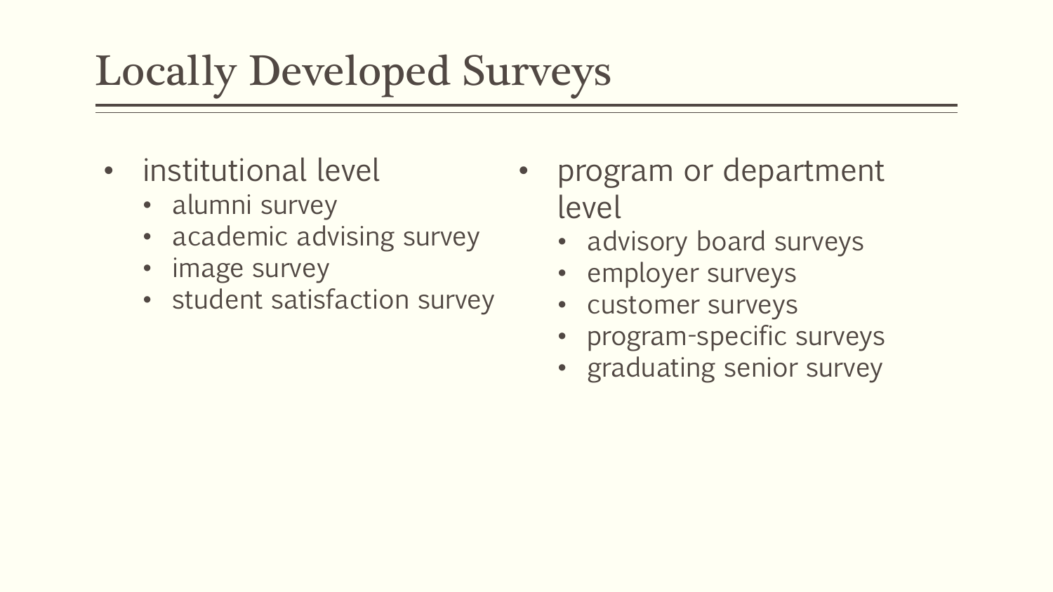# Locally Developed Surveys

- institutional level
  - alumni survey
  - academic advising survey
  - image survey
  - student satisfaction survey
- program or department level
  - advisory board surveys
  - employer surveys
  - customer surveys
  - program-specific surveys
  - graduating senior survey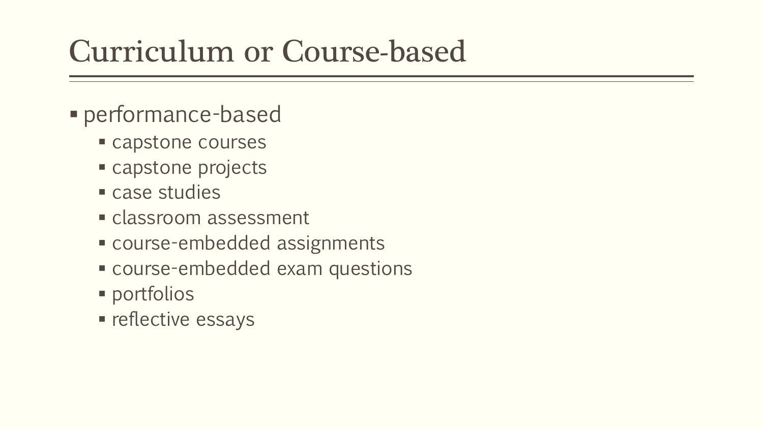# Curriculum or Course-based

- performance-based
  - capstone courses
  - capstone projects
  - case studies
  - classroom assessment
  - course-embedded assignments
  - course-embedded exam questions
  - portfolios
  - reflective essays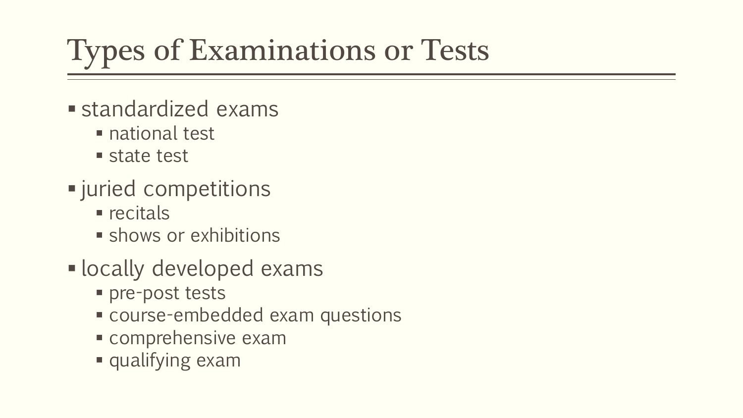# Types of Examinations or Tests

- standardized exams
  - national test
  - state test
- juried competitions
  - recitals
  - shows or exhibitions
- locally developed exams
  - pre-post tests
  - course-embedded exam questions
  - comprehensive exam
  - qualifying exam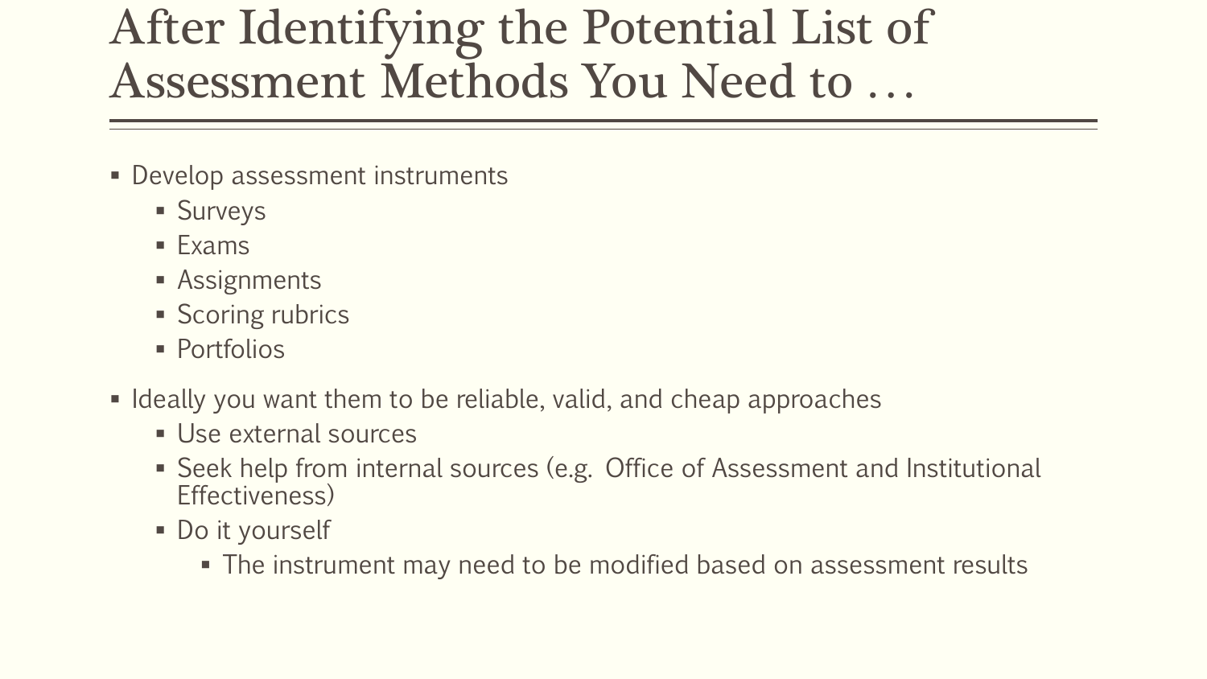# After Identifying the Potential List of Assessment Methods You Need to …

- Develop assessment instruments
  - Surveys
  - Exams
  - Assignments
  - Scoring rubrics
  - Portfolios
- Ideally you want them to be reliable, valid, and cheap approaches
  - Use external sources
  - Seek help from internal sources (e.g. Office of Assessment and Institutional Effectiveness)
  - Do it yourself
    - The instrument may need to be modified based on assessment results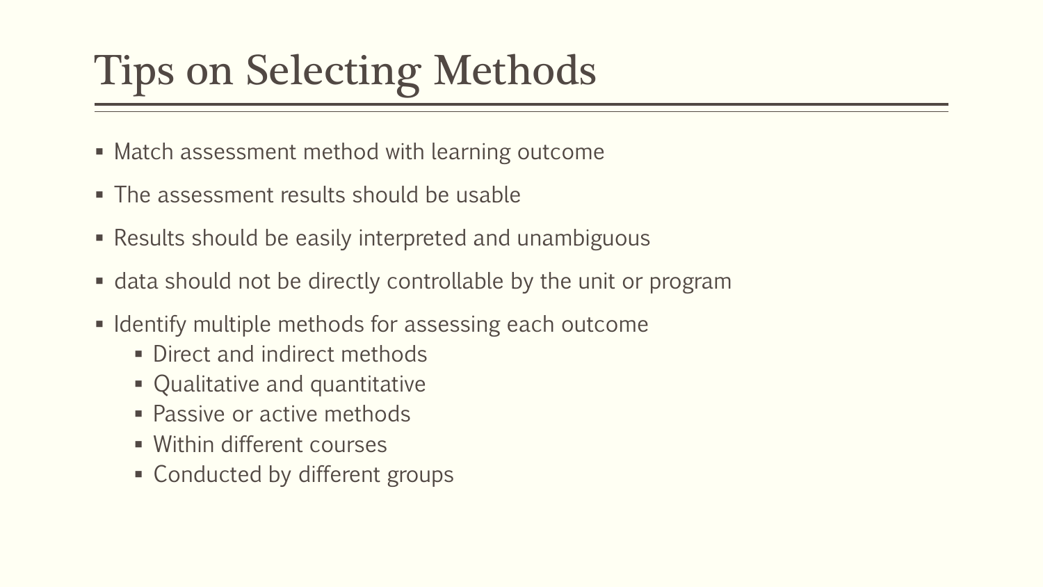# Tips on Selecting Methods

- Match assessment method with learning outcome
- The assessment results should be usable
- Results should be easily interpreted and unambiguous
- data should not be directly controllable by the unit or program
- Identify multiple methods for assessing each outcome
  - Direct and indirect methods
  - Qualitative and quantitative
  - Passive or active methods
  - Within different courses
  - Conducted by different groups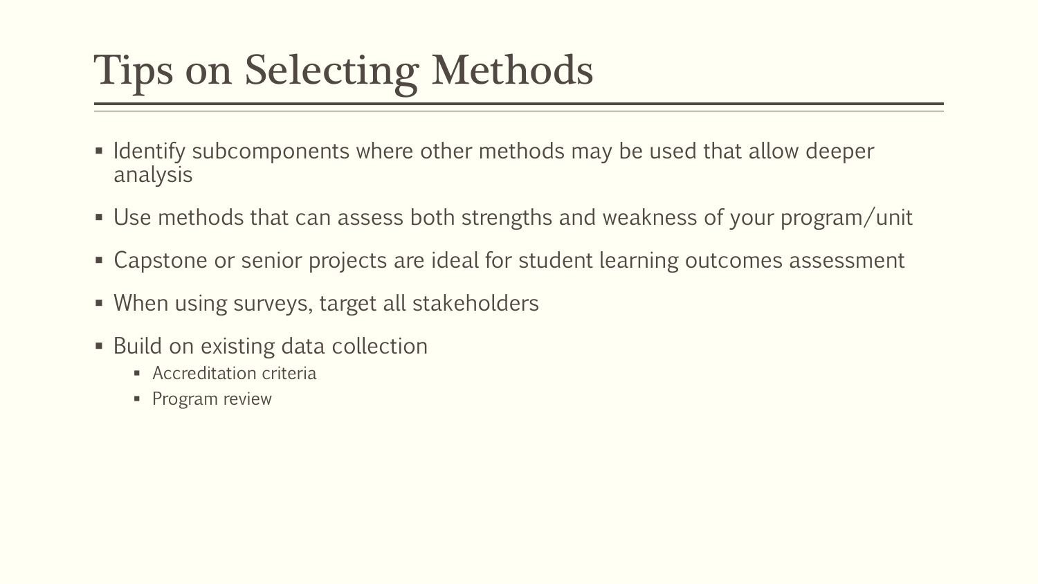# Tips on Selecting Methods

- Identify subcomponents where other methods may be used that allow deeper analysis
- Use methods that can assess both strengths and weakness of your program/unit
- Capstone or senior projects are ideal for student learning outcomes assessment
- When using surveys, target all stakeholders
- Build on existing data collection
  - Accreditation criteria
  - Program review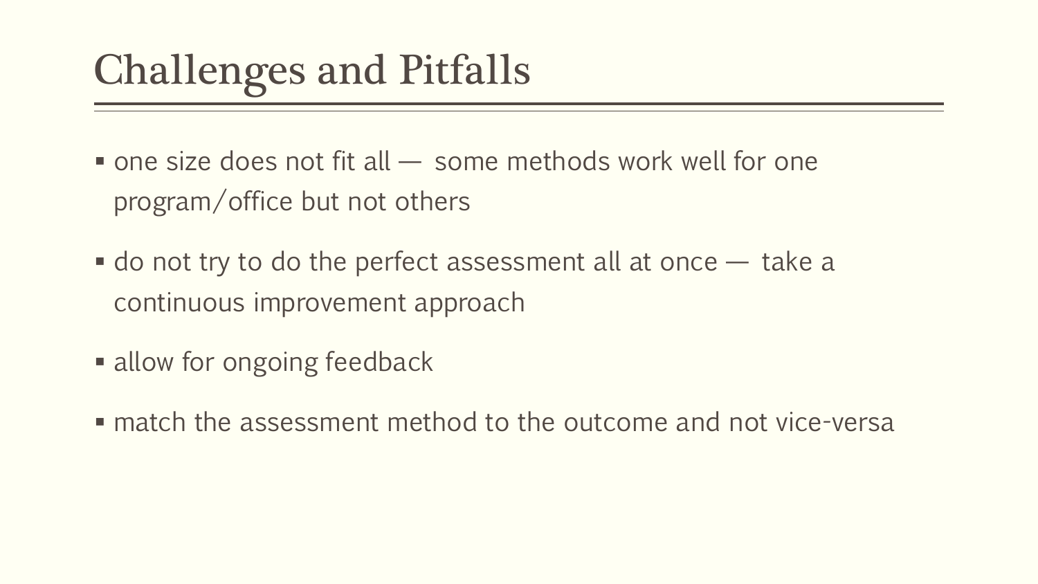# Challenges and Pitfalls

- one size does not fit all — some methods work well for one program/office but not others
- do not try to do the perfect assessment all at once — take a continuous improvement approach
- allow for ongoing feedback
- match the assessment method to the outcome and not vice-versa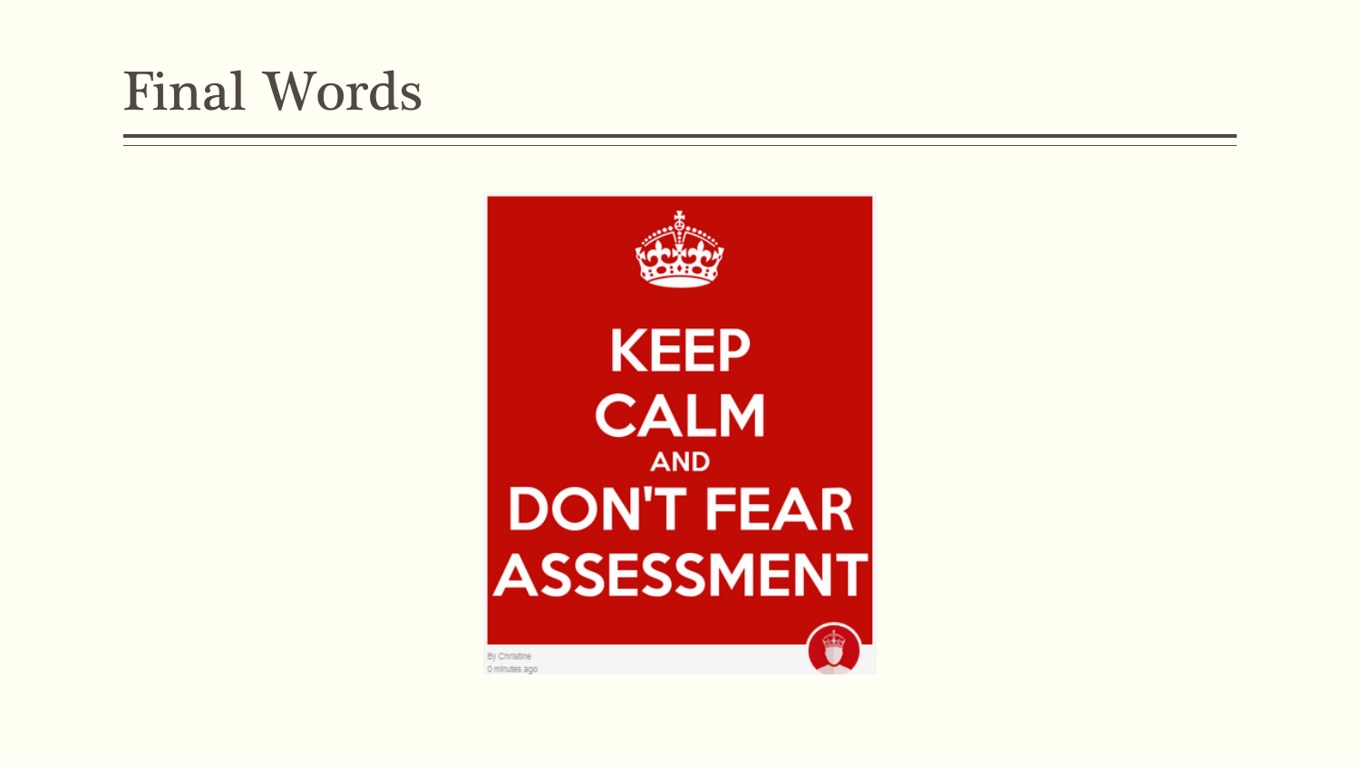# Final Words

KEEP CALM AND DON'T FEAR ASSESSMENT

By Christine
0 minutes ago